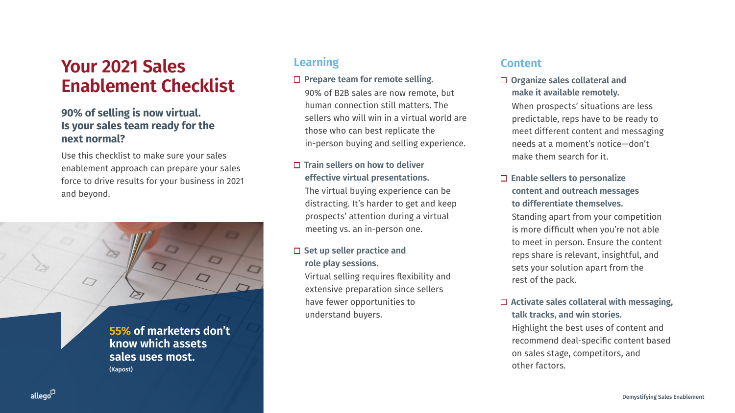# Your 2021 Sales Enablement Checklist

**90% of selling is now virtual. Is your sales team ready for the next normal?**

Use this checklist to make sure your sales enablement approach can prepare your sales force to drive results for your business in 2021 and beyond.

**55% of marketers don't know which assets sales uses most.**
(Kapost)

## Learning

- ☐ **Prepare team for remote selling.**
  90% of B2B sales are now remote, but human connection still matters. The sellers who will win in a virtual world are those who can best replicate the in-person buying and selling experience.

- ☐ **Train sellers on how to deliver effective virtual presentations.**
  The virtual buying experience can be distracting. It's harder to get and keep prospects' attention during a virtual meeting vs. an in-person one.

- ☐ **Set up seller practice and role play sessions.**
  Virtual selling requires flexibility and extensive preparation since sellers have fewer opportunities to understand buyers.

## Content

- ☐ **Organize sales collateral and make it available remotely.**
  When prospects' situations are less predictable, reps have to be ready to meet different content and messaging needs at a moment's notice—don't make them search for it.

- ☐ **Enable sellers to personalize content and outreach messages to differentiate themselves.**
  Standing apart from your competition is more difficult when you're not able to meet in person. Ensure the content reps share is relevant, insightful, and sets your solution apart from the rest of the pack.

- ☐ **Activate sales collateral with messaging, talk tracks, and win stories.**
  Highlight the best uses of content and recommend deal-specific content based on sales stage, competitors, and other factors.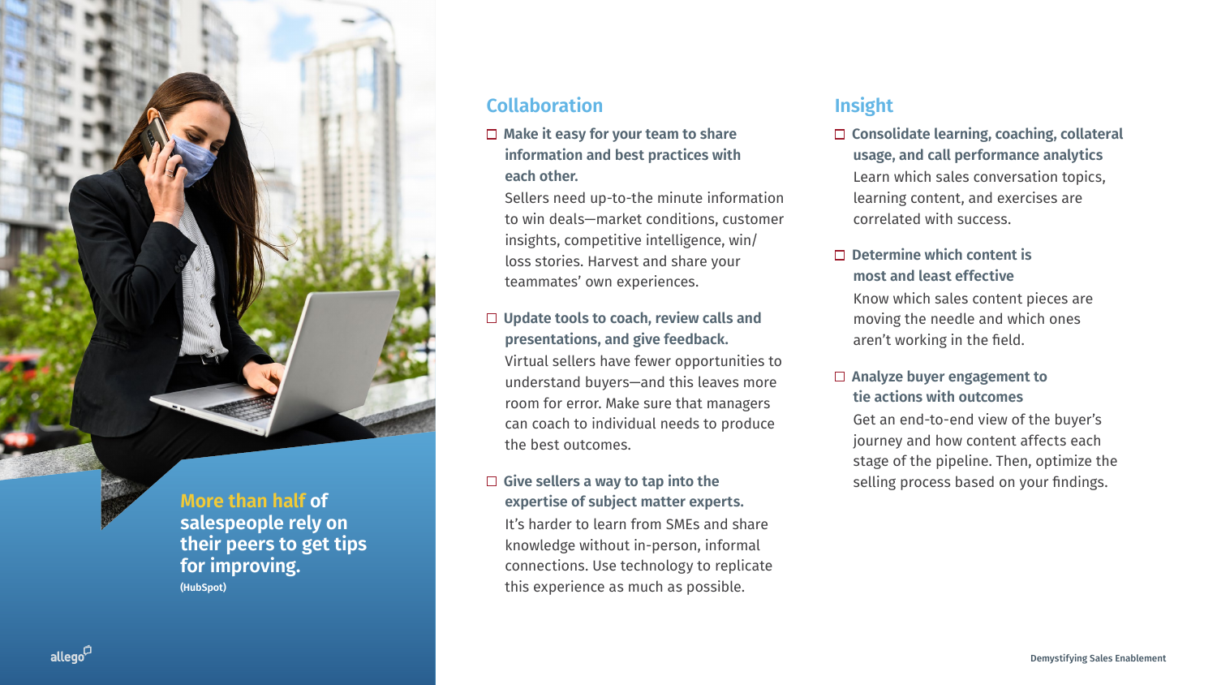**More than half of salespeople rely on their peers to get tips for improving.**
(HubSpot)

## Collaboration

- **Make it easy for your team to share information and best practices with each other.**
  Sellers need up-to-the minute information to win deals—market conditions, customer insights, competitive intelligence, win/loss stories. Harvest and share your teammates' own experiences.

- **Update tools to coach, review calls and presentations, and give feedback.**
  Virtual sellers have fewer opportunities to understand buyers—and this leaves more room for error. Make sure that managers can coach to individual needs to produce the best outcomes.

- **Give sellers a way to tap into the expertise of subject matter experts.**
  It's harder to learn from SMEs and share knowledge without in-person, informal connections. Use technology to replicate this experience as much as possible.

## Insight

- **Consolidate learning, coaching, collateral usage, and call performance analytics**
  Learn which sales conversation topics, learning content, and exercises are correlated with success.

- **Determine which content is most and least effective**
  Know which sales content pieces are moving the needle and which ones aren't working in the field.

- **Analyze buyer engagement to tie actions with outcomes**
  Get an end-to-end view of the buyer's journey and how content affects each stage of the pipeline. Then, optimize the selling process based on your findings.